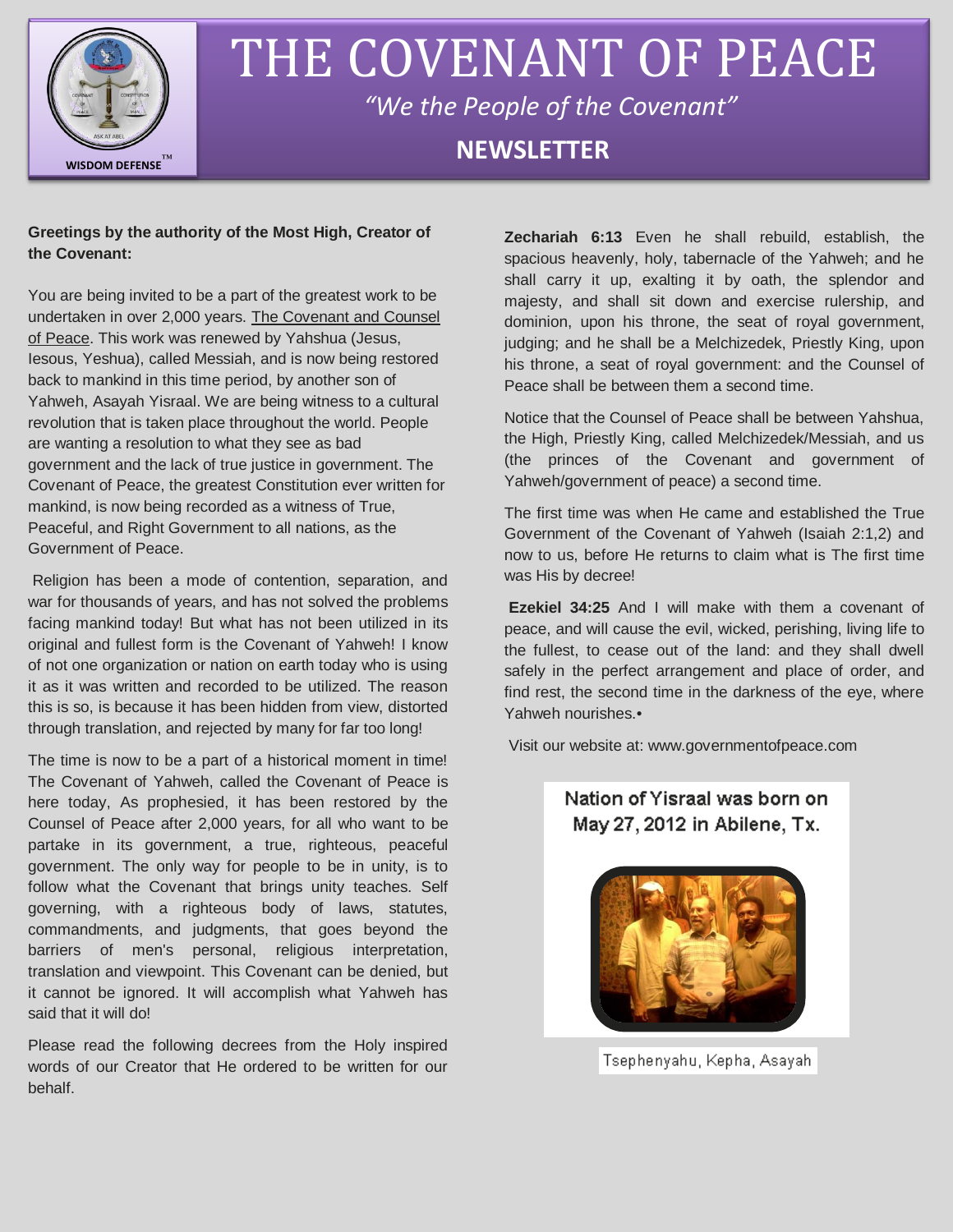# THE COVENANT OF PEACE

*"We the People of the Covenant"*

## NEWSLETTER

**Greetings by the authority of the Most High, Creator of the Covenant:**

You are being invited to be a part of the greatest work to be undertaken in over 2,000 years. The Covenant and Counsel of Peace. This work was renewed by Yahshua (Jesus, Iesous, Yeshua), called Messiah, and is now being restored back to mankind in this time period, by another son of Yahweh, Asayah Yisraal. We are being witness to a cultural revolution that is taken place throughout the world. People are wanting a resolution to what they see as bad government and the lack of true justice in government. The Covenant of Peace, the greatest Constitution ever written for mankind, is now being recorded as a witness of True, Peaceful, and Right Government to all nations, as the Government of Peace.

Religion has been a mode of contention, separation, and war for thousands of years, and has not solved the problems facing mankind today! But what has not been utilized in its original and fullest form is the Covenant of Yahweh! I know of not one organization or nation on earth today who is using it as it was written and recorded to be utilized. The reason this is so, is because it has been hidden from view, distorted through translation, and rejected by many for far too long!

The time is now to be a part of a historical moment in time! The Covenant of Yahweh, called the Covenant of Peace is here today, As prophesied, it has been restored by the Counsel of Peace after 2,000 years, for all who want to be partake in its government, a true, righteous, peaceful government. The only way for people to be in unity, is to follow what the Covenant that brings unity teaches. Self governing, with a righteous body of laws, statutes, commandments, and judgments, that goes beyond the barriers of men's personal, religious interpretation, translation and viewpoint. This Covenant can be denied, but it cannot be ignored. It will accomplish what Yahweh has said that it will do!

Please read the following decrees from the Holy inspired words of our Creator that He ordered to be written for our behalf.

**Zechariah 6:13** Even he shall rebuild, establish, the spacious heavenly, holy, tabernacle of the Yahweh; and he shall carry it up, exalting it by oath, the splendor and majesty, and shall sit down and exercise rulership, and dominion, upon his throne, the seat of royal government, judging; and he shall be a Melchizedek, Priestly King, upon his throne, a seat of royal government: and the Counsel of Peace shall be between them a second time.

Notice that the Counsel of Peace shall be between Yahshua, the High, Priestly King, called Melchizedek/Messiah, and us (the princes of the Covenant and government of Yahweh/government of peace) a second time.

The first time was when He came and established the True Government of the Covenant of Yahweh (Isaiah 2:1,2) and now to us, before He returns to claim what is The first time was His by decree!

**Ezekiel 34:25** And I will make with them a covenant of peace, and will cause the evil, wicked, perishing, living life to the fullest, to cease out of the land: and they shall dwell safely in the perfect arrangement and place of order, and find rest, the second time in the darkness of the eye, where Yahweh nourishes.•

Visit our website at: www.governmentofpeace.com

Nation of Yisraal was born on May 27, 2012 in Abilene, Tx.

Tsephenyahu, Kepha, Asayah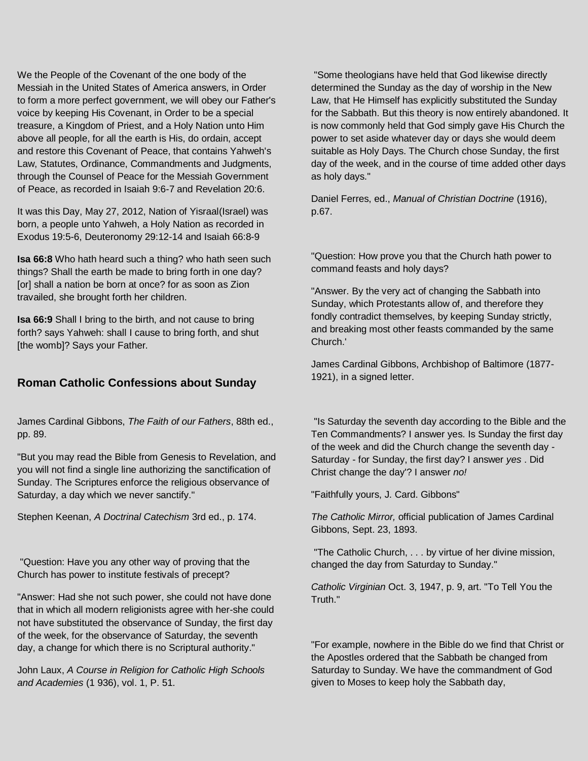We the People of the Covenant of the one body of the Messiah in the United States of America answers, in Order to form a more perfect government, we will obey our Father's voice by keeping His Covenant, in Order to be a special treasure, a Kingdom of Priest, and a Holy Nation unto Him above all people, for all the earth is His, do ordain, accept and restore this Covenant of Peace, that contains Yahweh's Law, Statutes, Ordinance, Commandments and Judgments, through the Counsel of Peace for the Messiah Government of Peace, as recorded in Isaiah 9:6-7 and Revelation 20:6.

It was this Day, May 27, 2012, Nation of Yisraal(Israel) was born, a people unto Yahweh, a Holy Nation as recorded in Exodus 19:5-6, Deuteronomy 29:12-14 and Isaiah 66:8-9

**Isa 66:8** Who hath heard such a thing? who hath seen such things? Shall the earth be made to bring forth in one day? [or] shall a nation be born at once? for as soon as Zion travailed, she brought forth her children.

**Isa 66:9** Shall I bring to the birth, and not cause to bring forth? says Yahweh: shall I cause to bring forth, and shut [the womb]? Says your Father.

## Roman Catholic Confessions about Sunday

James Cardinal Gibbons, *The Faith of our Fathers*, 88th ed., pp. 89.

"But you may read the Bible from Genesis to Revelation, and you will not find a single line authorizing the sanctification of Sunday. The Scriptures enforce the religious observance of Saturday, a day which we never sanctify."

Stephen Keenan, *A Doctrinal Catechism* 3rd ed., p. 174.

"Question: Have you any other way of proving that the Church has power to institute festivals of precept?

"Answer: Had she not such power, she could not have done that in which all modern religionists agree with her-she could not have substituted the observance of Sunday, the first day of the week, for the observance of Saturday, the seventh day, a change for which there is no Scriptural authority."

John Laux, *A Course in Religion for Catholic High Schools and Academies* (1 936), vol. 1, P. 51.

"Some theologians have held that God likewise directly determined the Sunday as the day of worship in the New Law, that He Himself has explicitly substituted the Sunday for the Sabbath. But this theory is now entirely abandoned. It is now commonly held that God simply gave His Church the power to set aside whatever day or days she would deem suitable as Holy Days. The Church chose Sunday, the first day of the week, and in the course of time added other days as holy days."

Daniel Ferres, ed., *Manual of Christian Doctrine* (1916), p.67.

"Question: How prove you that the Church hath power to command feasts and holy days?

"Answer. By the very act of changing the Sabbath into Sunday, which Protestants allow of, and therefore they fondly contradict themselves, by keeping Sunday strictly, and breaking most other feasts commanded by the same Church.'

James Cardinal Gibbons, Archbishop of Baltimore (1877-1921), in a signed letter.

"Is Saturday the seventh day according to the Bible and the Ten Commandments? I answer yes. Is Sunday the first day of the week and did the Church change the seventh day - Saturday - for Sunday, the first day? I answer *yes* . Did Christ change the day'? I answer *no!*

"Faithfully yours, J. Card. Gibbons"

*The Catholic Mirror,* official publication of James Cardinal Gibbons, Sept. 23, 1893.

"The Catholic Church, . . . by virtue of her divine mission, changed the day from Saturday to Sunday."

*Catholic Virginian* Oct. 3, 1947, p. 9, art. "To Tell You the Truth."

"For example, nowhere in the Bible do we find that Christ or the Apostles ordered that the Sabbath be changed from Saturday to Sunday. We have the commandment of God given to Moses to keep holy the Sabbath day,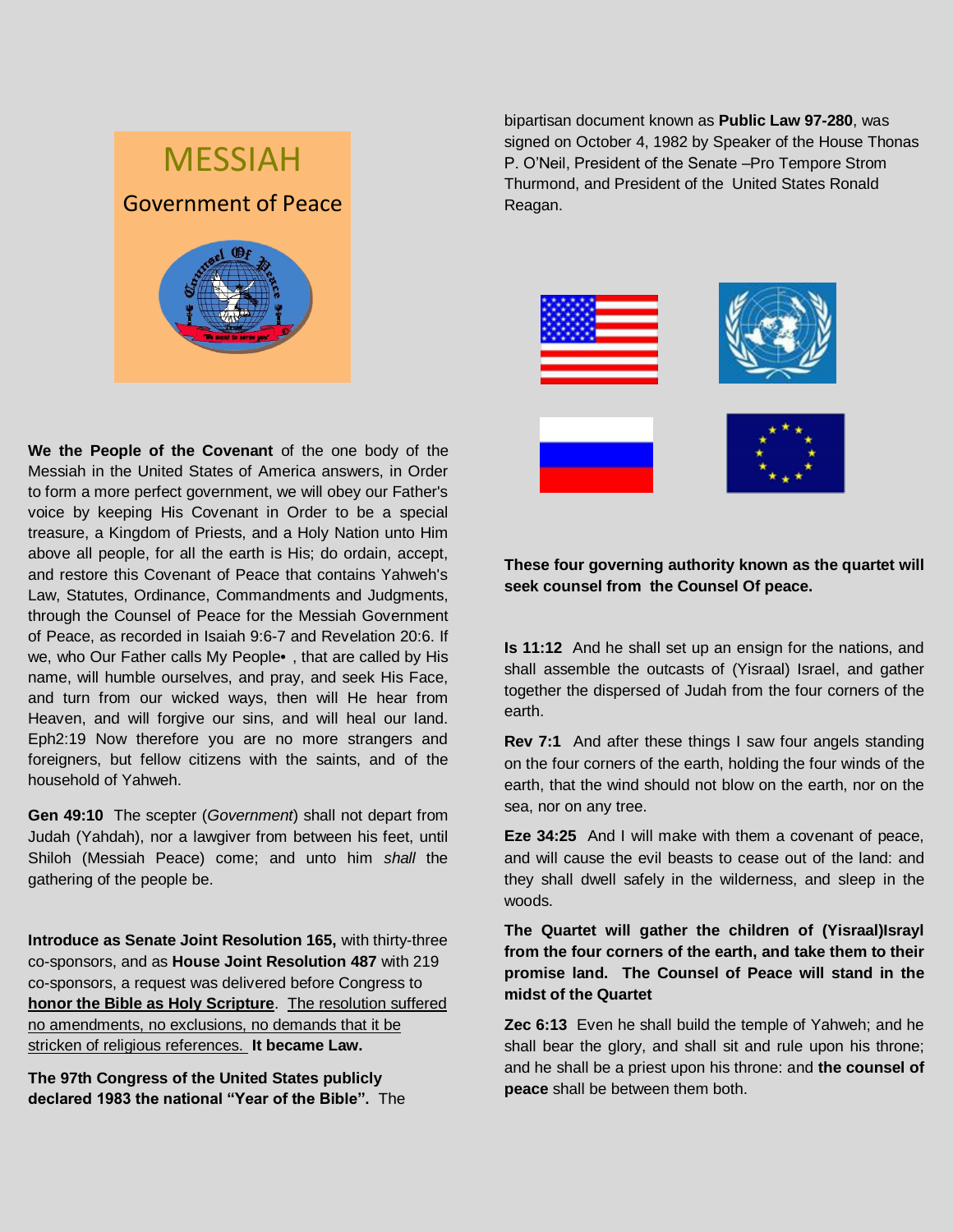# MESSIAH

## Government of Peace

**We the People of the Covenant** of the one body of the Messiah in the United States of America answers, in Order to form a more perfect government, we will obey our Father's voice by keeping His Covenant in Order to be a special treasure, a Kingdom of Priests, and a Holy Nation unto Him above all people, for all the earth is His; do ordain, accept, and restore this Covenant of Peace that contains Yahweh's Law, Statutes, Ordinance, Commandments and Judgments, through the Counsel of Peace for the Messiah Government of Peace, as recorded in Isaiah 9:6-7 and Revelation 20:6. If we, who Our Father calls My People• , that are called by His name, will humble ourselves, and pray, and seek His Face, and turn from our wicked ways, then will He hear from Heaven, and will forgive our sins, and will heal our land. Eph2:19 Now therefore you are no more strangers and foreigners, but fellow citizens with the saints, and of the household of Yahweh.

**Gen 49:10** The scepter (*Government*) shall not depart from Judah (Yahdah), nor a lawgiver from between his feet, until Shiloh (Messiah Peace) come; and unto him *shall* the gathering of the people be.

**Introduce as Senate Joint Resolution 165,** with thirty-three co-sponsors, and as **House Joint Resolution 487** with 219 co-sponsors, a request was delivered before Congress to **honor the Bible as Holy Scripture**. The resolution suffered no amendments, no exclusions, no demands that it be stricken of religious references. **It became Law.**

**The 97th Congress of the United States publicly declared 1983 the national "Year of the Bible".** The bipartisan document known as **Public Law 97-280**, was signed on October 4, 1982 by Speaker of the House Thonas P. O'Neil, President of the Senate –Pro Tempore Strom Thurmond, and President of the United States Ronald Reagan.

**These four governing authority known as the quartet will seek counsel from the Counsel Of peace.**

**Is 11:12** And he shall set up an ensign for the nations, and shall assemble the outcasts of (Yisraal) Israel, and gather together the dispersed of Judah from the four corners of the earth.

**Rev 7:1** And after these things I saw four angels standing on the four corners of the earth, holding the four winds of the earth, that the wind should not blow on the earth, nor on the sea, nor on any tree.

**Eze 34:25** And I will make with them a covenant of peace, and will cause the evil beasts to cease out of the land: and they shall dwell safely in the wilderness, and sleep in the woods.

**The Quartet will gather the children of (Yisraal)Israyl from the four corners of the earth, and take them to their promise land. The Counsel of Peace will stand in the midst of the Quartet**

**Zec 6:13** Even he shall build the temple of Yahweh; and he shall bear the glory, and shall sit and rule upon his throne; and he shall be a priest upon his throne: and **the counsel of peace** shall be between them both.